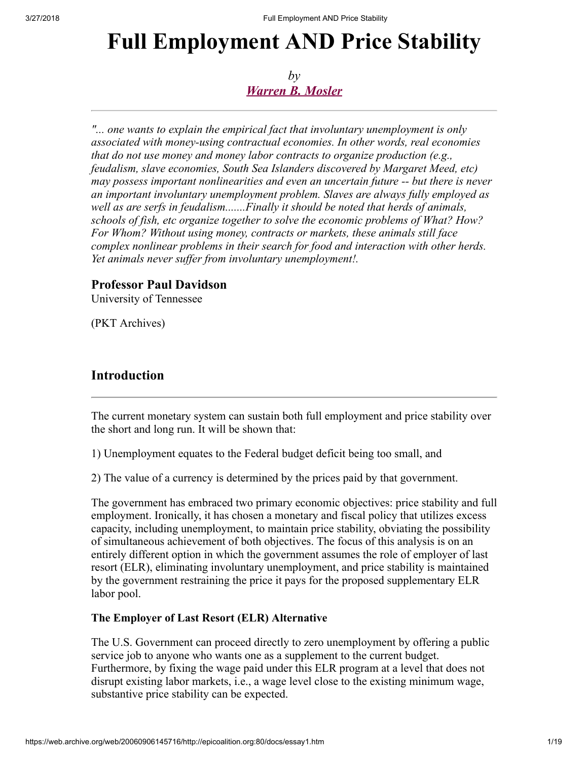# Full Employment AND Price Stability

*by*
***Warren B. Mosler***

---

*"... one wants to explain the empirical fact that involuntary unemployment is only associated with money-using contractual economies. In other words, real economies that do not use money and money labor contracts to organize production (e.g., feudalism, slave economies, South Sea Islanders discovered by Margaret Meed, etc) may possess important nonlinearities and even an uncertain future -- but there is never an important involuntary unemployment problem. Slaves are always fully employed as well as are serfs in feudalism.......Finally it should be noted that herds of animals, schools of fish, etc organize together to solve the economic problems of What? How? For Whom? Without using money, contracts or markets, these animals still face complex nonlinear problems in their search for food and interaction with other herds. Yet animals never suffer from involuntary unemployment!.*

**Professor Paul Davidson**
University of Tennessee

(PKT Archives)

## Introduction

---

The current monetary system can sustain both full employment and price stability over the short and long run. It will be shown that:

1) Unemployment equates to the Federal budget deficit being too small, and

2) The value of a currency is determined by the prices paid by that government.

The government has embraced two primary economic objectives: price stability and full employment. Ironically, it has chosen a monetary and fiscal policy that utilizes excess capacity, including unemployment, to maintain price stability, obviating the possibility of simultaneous achievement of both objectives. The focus of this analysis is on an entirely different option in which the government assumes the role of employer of last resort (ELR), eliminating involuntary unemployment, and price stability is maintained by the government restraining the price it pays for the proposed supplementary ELR labor pool.

### The Employer of Last Resort (ELR) Alternative

The U.S. Government can proceed directly to zero unemployment by offering a public service job to anyone who wants one as a supplement to the current budget. Furthermore, by fixing the wage paid under this ELR program at a level that does not disrupt existing labor markets, i.e., a wage level close to the existing minimum wage, substantive price stability can be expected.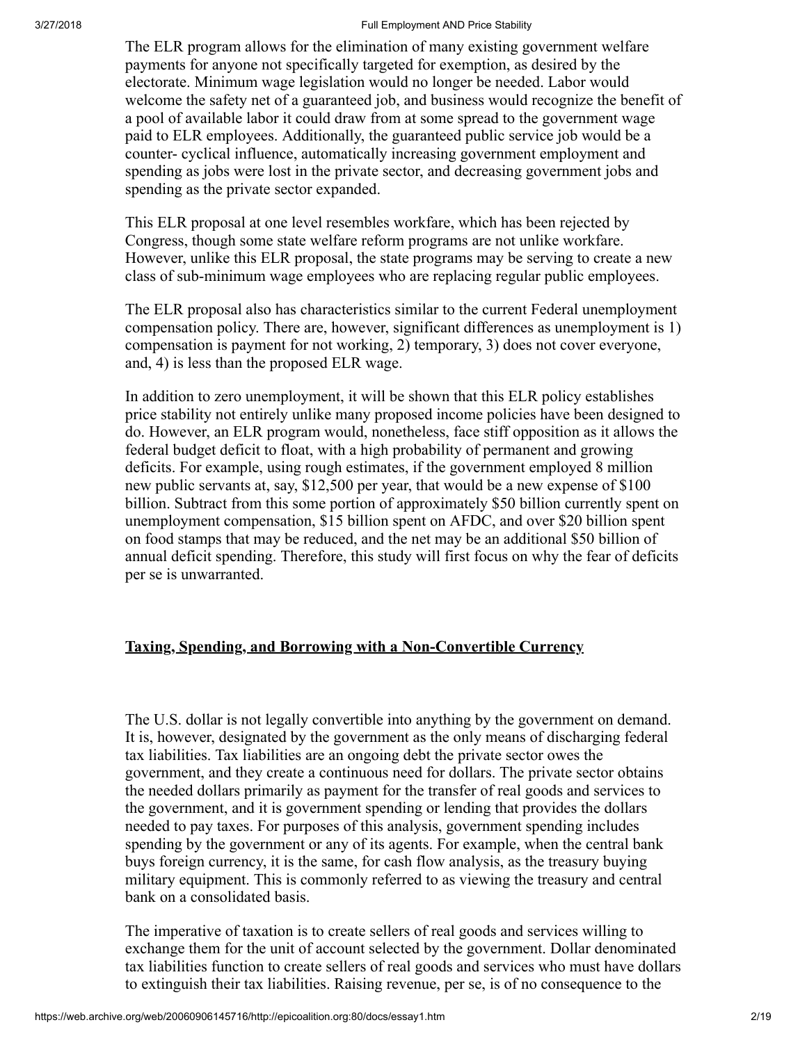The ELR program allows for the elimination of many existing government welfare payments for anyone not specifically targeted for exemption, as desired by the electorate. Minimum wage legislation would no longer be needed. Labor would welcome the safety net of a guaranteed job, and business would recognize the benefit of a pool of available labor it could draw from at some spread to the government wage paid to ELR employees. Additionally, the guaranteed public service job would be a counter- cyclical influence, automatically increasing government employment and spending as jobs were lost in the private sector, and decreasing government jobs and spending as the private sector expanded.

This ELR proposal at one level resembles workfare, which has been rejected by Congress, though some state welfare reform programs are not unlike workfare. However, unlike this ELR proposal, the state programs may be serving to create a new class of sub-minimum wage employees who are replacing regular public employees.

The ELR proposal also has characteristics similar to the current Federal unemployment compensation policy. There are, however, significant differences as unemployment is 1) compensation is payment for not working, 2) temporary, 3) does not cover everyone, and, 4) is less than the proposed ELR wage.

In addition to zero unemployment, it will be shown that this ELR policy establishes price stability not entirely unlike many proposed income policies have been designed to do. However, an ELR program would, nonetheless, face stiff opposition as it allows the federal budget deficit to float, with a high probability of permanent and growing deficits. For example, using rough estimates, if the government employed 8 million new public servants at, say, $12,500 per year, that would be a new expense of $100 billion. Subtract from this some portion of approximately $50 billion currently spent on unemployment compensation, $15 billion spent on AFDC, and over $20 billion spent on food stamps that may be reduced, and the net may be an additional $50 billion of annual deficit spending. Therefore, this study will first focus on why the fear of deficits per se is unwarranted.

## Taxing, Spending, and Borrowing with a Non-Convertible Currency

The U.S. dollar is not legally convertible into anything by the government on demand. It is, however, designated by the government as the only means of discharging federal tax liabilities. Tax liabilities are an ongoing debt the private sector owes the government, and they create a continuous need for dollars. The private sector obtains the needed dollars primarily as payment for the transfer of real goods and services to the government, and it is government spending or lending that provides the dollars needed to pay taxes. For purposes of this analysis, government spending includes spending by the government or any of its agents. For example, when the central bank buys foreign currency, it is the same, for cash flow analysis, as the treasury buying military equipment. This is commonly referred to as viewing the treasury and central bank on a consolidated basis.

The imperative of taxation is to create sellers of real goods and services willing to exchange them for the unit of account selected by the government. Dollar denominated tax liabilities function to create sellers of real goods and services who must have dollars to extinguish their tax liabilities. Raising revenue, per se, is of no consequence to the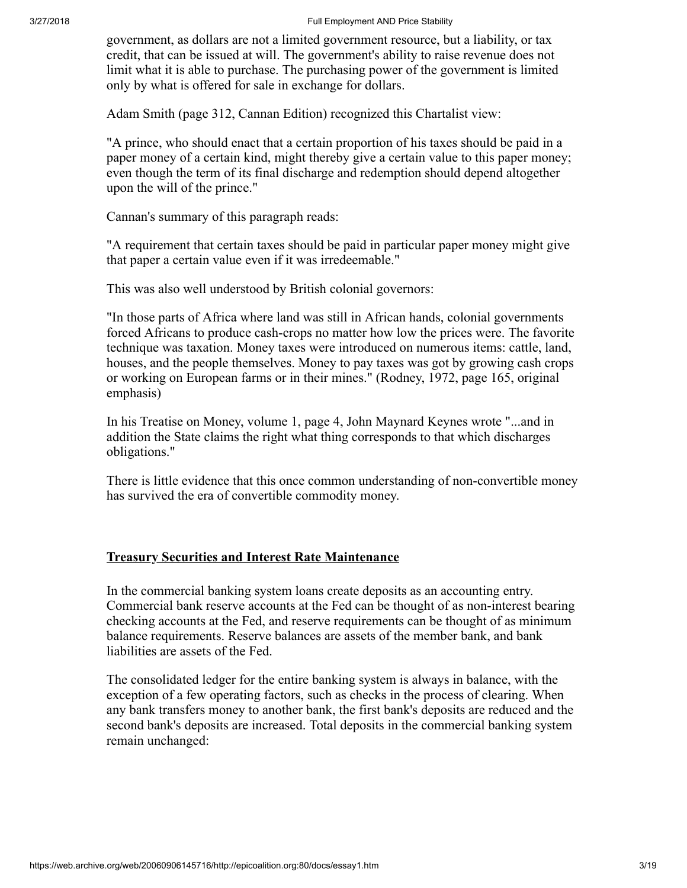government, as dollars are not a limited government resource, but a liability, or tax credit, that can be issued at will. The government's ability to raise revenue does not limit what it is able to purchase. The purchasing power of the government is limited only by what is offered for sale in exchange for dollars.

Adam Smith (page 312, Cannan Edition) recognized this Chartalist view:

"A prince, who should enact that a certain proportion of his taxes should be paid in a paper money of a certain kind, might thereby give a certain value to this paper money; even though the term of its final discharge and redemption should depend altogether upon the will of the prince."

Cannan's summary of this paragraph reads:

"A requirement that certain taxes should be paid in particular paper money might give that paper a certain value even if it was irredeemable."

This was also well understood by British colonial governors:

"In those parts of Africa where land was still in African hands, colonial governments forced Africans to produce cash-crops no matter how low the prices were. The favorite technique was taxation. Money taxes were introduced on numerous items: cattle, land, houses, and the people themselves. Money to pay taxes was got by growing cash crops or working on European farms or in their mines." (Rodney, 1972, page 165, original emphasis)

In his Treatise on Money, volume 1, page 4, John Maynard Keynes wrote "...and in addition the State claims the right what thing corresponds to that which discharges obligations."

There is little evidence that this once common understanding of non-convertible money has survived the era of convertible commodity money.

## Treasury Securities and Interest Rate Maintenance

In the commercial banking system loans create deposits as an accounting entry. Commercial bank reserve accounts at the Fed can be thought of as non-interest bearing checking accounts at the Fed, and reserve requirements can be thought of as minimum balance requirements. Reserve balances are assets of the member bank, and bank liabilities are assets of the Fed.

The consolidated ledger for the entire banking system is always in balance, with the exception of a few operating factors, such as checks in the process of clearing. When any bank transfers money to another bank, the first bank's deposits are reduced and the second bank's deposits are increased. Total deposits in the commercial banking system remain unchanged: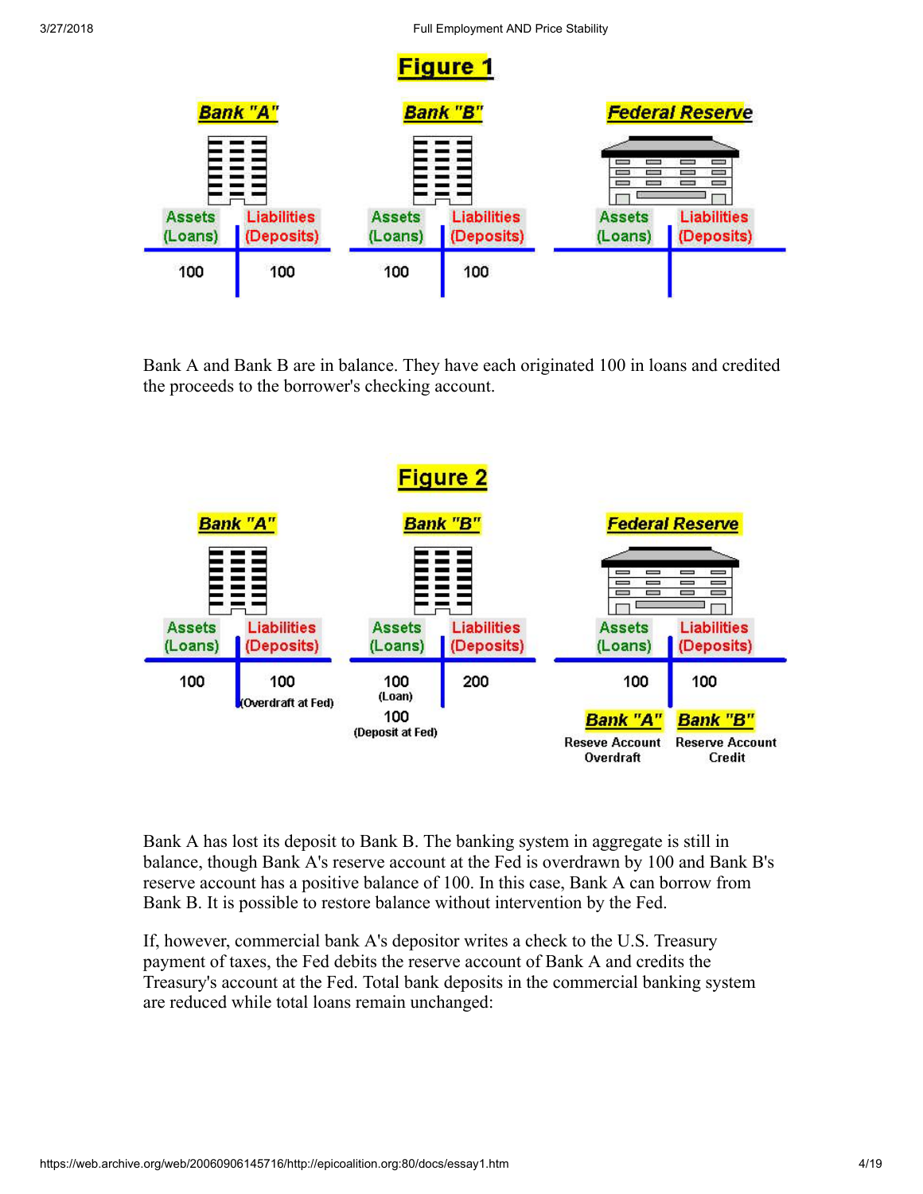# Figure 1

| Bank "A" Assets (Loans) | Bank "A" Liabilities (Deposits) | Bank "B" Assets (Loans) | Bank "B" Liabilities (Deposits) | Federal Reserve Assets (Loans) | Federal Reserve Liabilities (Deposits) |
|---|---|---|---|---|---|
| 100 | 100 | 100 | 100 | | |

Bank A and Bank B are in balance. They have each originated 100 in loans and credited the proceeds to the borrower's checking account.

# Figure 2

| Bank "A" Assets (Loans) | Bank "A" Liabilities (Deposits) | Bank "B" Assets (Loans) | Bank "B" Liabilities (Deposits) | Federal Reserve Assets (Loans) | Federal Reserve Liabilities (Deposits) |
|---|---|---|---|---|---|
| 100 | 100 (Overdraft at Fed) | 100 (Loan) | 200 | 100 | 100 |
| | | 100 (Deposit at Fed) | | Bank "A" Reseve Account Overdraft | Bank "B" Reserve Account Credit |

Bank A has lost its deposit to Bank B. The banking system in aggregate is still in balance, though Bank A's reserve account at the Fed is overdrawn by 100 and Bank B's reserve account has a positive balance of 100. In this case, Bank A can borrow from Bank B. It is possible to restore balance without intervention by the Fed.

If, however, commercial bank A's depositor writes a check to the U.S. Treasury payment of taxes, the Fed debits the reserve account of Bank A and credits the Treasury's account at the Fed. Total bank deposits in the commercial banking system are reduced while total loans remain unchanged: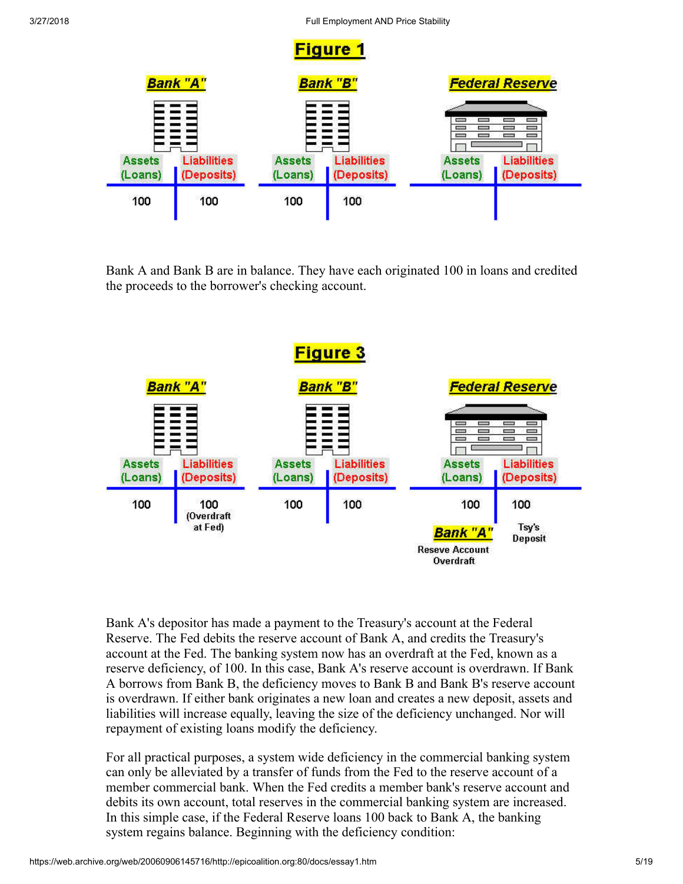## Figure 1

| Bank "A" Assets (Loans) | Bank "A" Liabilities (Deposits) | Bank "B" Assets (Loans) | Bank "B" Liabilities (Deposits) | Federal Reserve Assets (Loans) | Federal Reserve Liabilities (Deposits) |
|---|---|---|---|---|---|
| 100 | 100 | 100 | 100 | | |

Bank A and Bank B are in balance. They have each originated 100 in loans and credited the proceeds to the borrower's checking account.

## Figure 3

| Bank "A" Assets (Loans) | Bank "A" Liabilities (Deposits) | Bank "B" Assets (Loans) | Bank "B" Liabilities (Deposits) | Federal Reserve Assets (Loans) | Federal Reserve Liabilities (Deposits) |
|---|---|---|---|---|---|
| 100 | 100 (Overdraft at Fed) | 100 | 100 | 100 Bank "A" Reserve Account Overdraft | 100 Tsy's Deposit |

Bank A's depositor has made a payment to the Treasury's account at the Federal Reserve. The Fed debits the reserve account of Bank A, and credits the Treasury's account at the Fed. The banking system now has an overdraft at the Fed, known as a reserve deficiency, of 100. In this case, Bank A's reserve account is overdrawn. If Bank A borrows from Bank B, the deficiency moves to Bank B and Bank B's reserve account is overdrawn. If either bank originates a new loan and creates a new deposit, assets and liabilities will increase equally, leaving the size of the deficiency unchanged. Nor will repayment of existing loans modify the deficiency.

For all practical purposes, a system wide deficiency in the commercial banking system can only be alleviated by a transfer of funds from the Fed to the reserve account of a member commercial bank. When the Fed credits a member bank's reserve account and debits its own account, total reserves in the commercial banking system are increased. In this simple case, if the Federal Reserve loans 100 back to Bank A, the banking system regains balance. Beginning with the deficiency condition: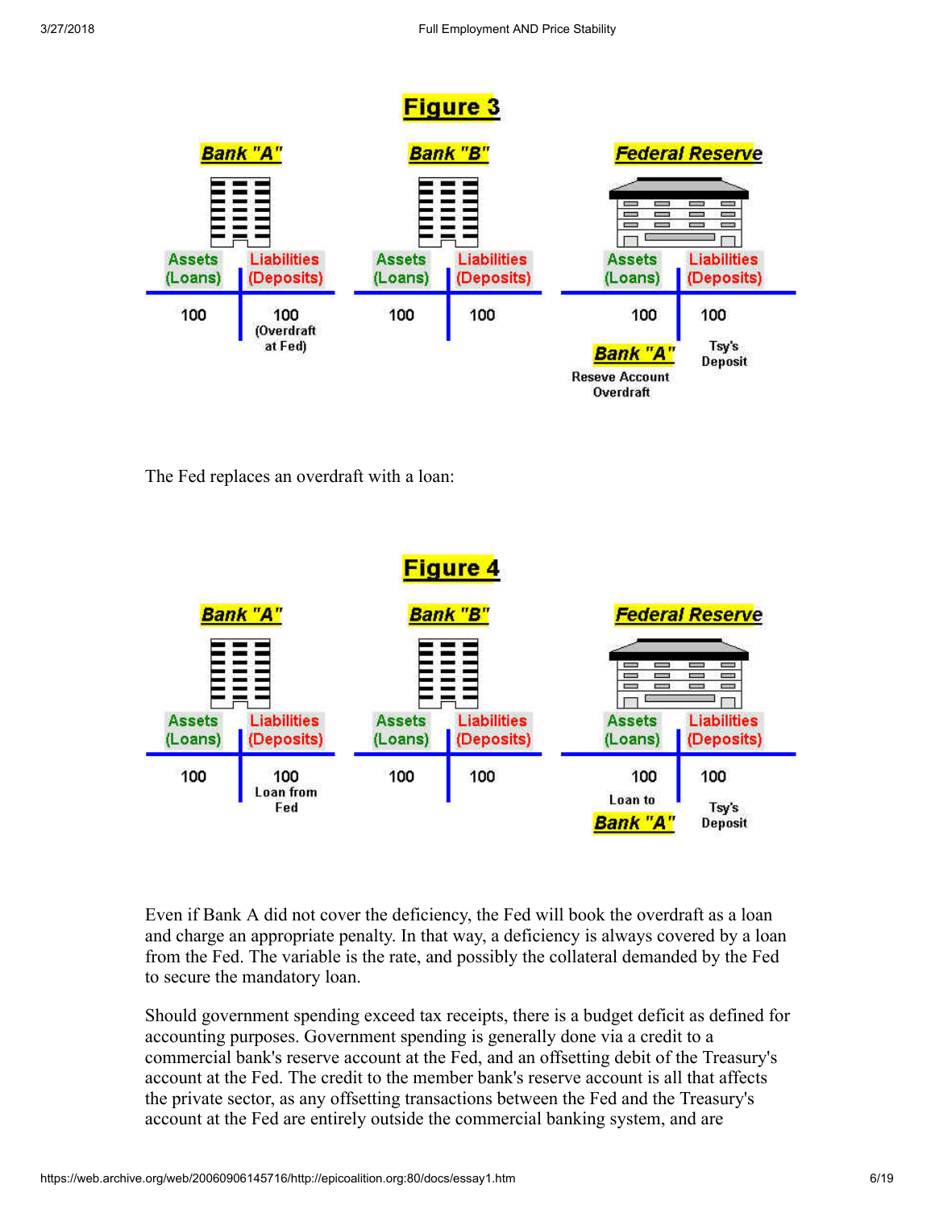## Figure 3

| Bank "A" Assets (Loans) | Bank "A" Liabilities (Deposits) | Bank "B" Assets (Loans) | Bank "B" Liabilities (Deposits) | Federal Reserve Assets (Loans) | Federal Reserve Liabilities (Deposits) |
|---|---|---|---|---|---|
| 100 | 100 (Overdraft at Fed) | 100 | 100 | 100 Bank "A" Reseve Account Overdraft | 100 Tsy's Deposit |

The Fed replaces an overdraft with a loan:

## Figure 4

| Bank "A" Assets (Loans) | Bank "A" Liabilities (Deposits) | Bank "B" Assets (Loans) | Bank "B" Liabilities (Deposits) | Federal Reserve Assets (Loans) | Federal Reserve Liabilities (Deposits) |
|---|---|---|---|---|---|
| 100 | 100 Loan from Fed | 100 | 100 | 100 Loan to Bank "A" | 100 Tsy's Deposit |

Even if Bank A did not cover the deficiency, the Fed will book the overdraft as a loan and charge an appropriate penalty. In that way, a deficiency is always covered by a loan from the Fed. The variable is the rate, and possibly the collateral demanded by the Fed to secure the mandatory loan.

Should government spending exceed tax receipts, there is a budget deficit as defined for accounting purposes. Government spending is generally done via a credit to a commercial bank's reserve account at the Fed, and an offsetting debit of the Treasury's account at the Fed. The credit to the member bank's reserve account is all that affects the private sector, as any offsetting transactions between the Fed and the Treasury's account at the Fed are entirely outside the commercial banking system, and are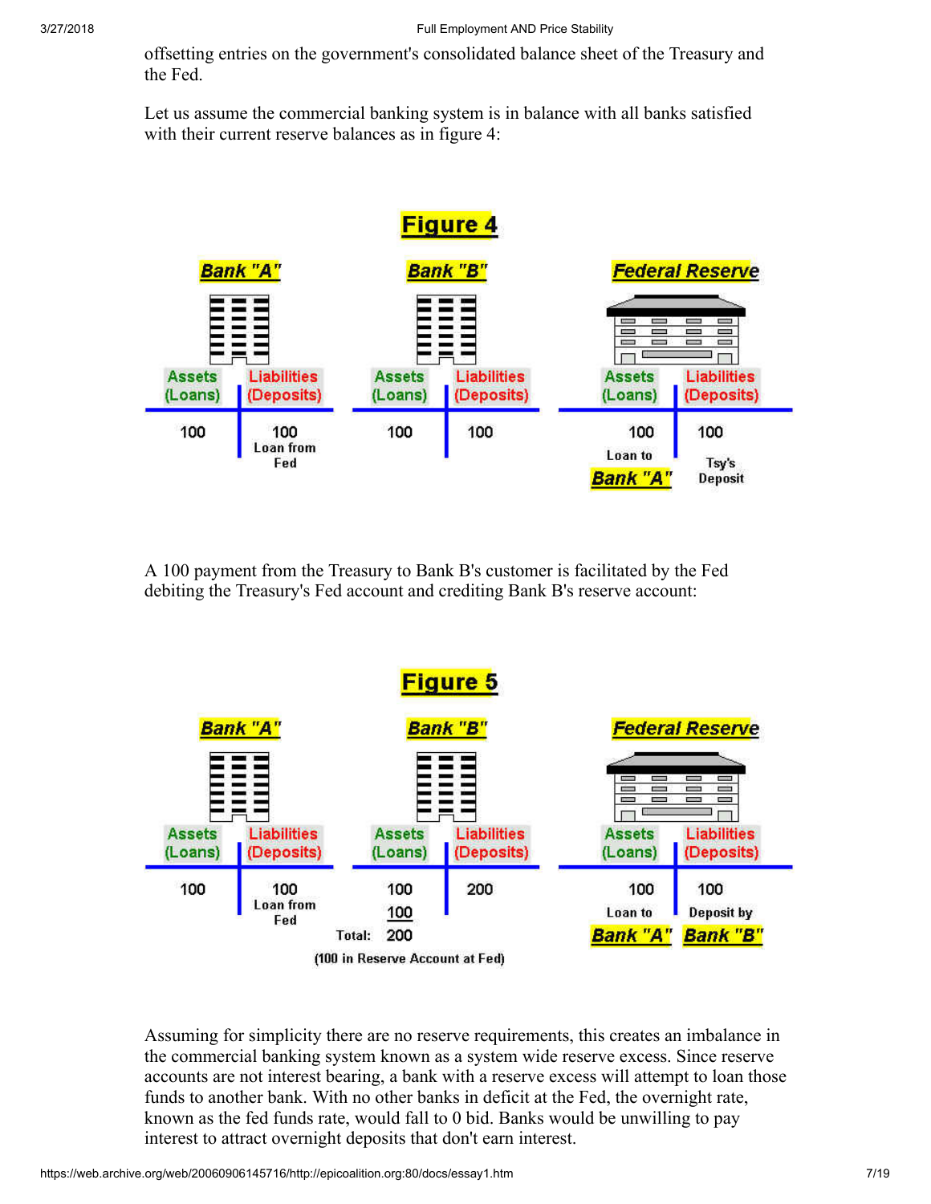offsetting entries on the government's consolidated balance sheet of the Treasury and the Fed.

Let us assume the commercial banking system is in balance with all banks satisfied with their current reserve balances as in figure 4:

**Figure 4**

| Bank "A" Assets (Loans) | Bank "A" Liabilities (Deposits) | Bank "B" Assets (Loans) | Bank "B" Liabilities (Deposits) | Federal Reserve Assets (Loans) | Federal Reserve Liabilities (Deposits) |
|---|---|---|---|---|---|
| 100 | 100 Loan from Fed | 100 | 100 | 100 Loan to Bank "A" | 100 Tsy's Deposit |

A 100 payment from the Treasury to Bank B's customer is facilitated by the Fed debiting the Treasury's Fed account and crediting Bank B's reserve account:

**Figure 5**

| Bank "A" Assets (Loans) | Bank "A" Liabilities (Deposits) | Bank "B" Assets (Loans) | Bank "B" Liabilities (Deposits) | Federal Reserve Assets (Loans) | Federal Reserve Liabilities (Deposits) |
|---|---|---|---|---|---|
| 100 | 100 Loan from Fed | 100 | 200 | 100 Loan to Bank "A" | 100 Deposit by Bank "B" |
| | | 100 | | | |
| | | Total: 200 (100 in Reserve Account at Fed) | | | |

Assuming for simplicity there are no reserve requirements, this creates an imbalance in the commercial banking system known as a system wide reserve excess. Since reserve accounts are not interest bearing, a bank with a reserve excess will attempt to loan those funds to another bank. With no other banks in deficit at the Fed, the overnight rate, known as the fed funds rate, would fall to 0 bid. Banks would be unwilling to pay interest to attract overnight deposits that don't earn interest.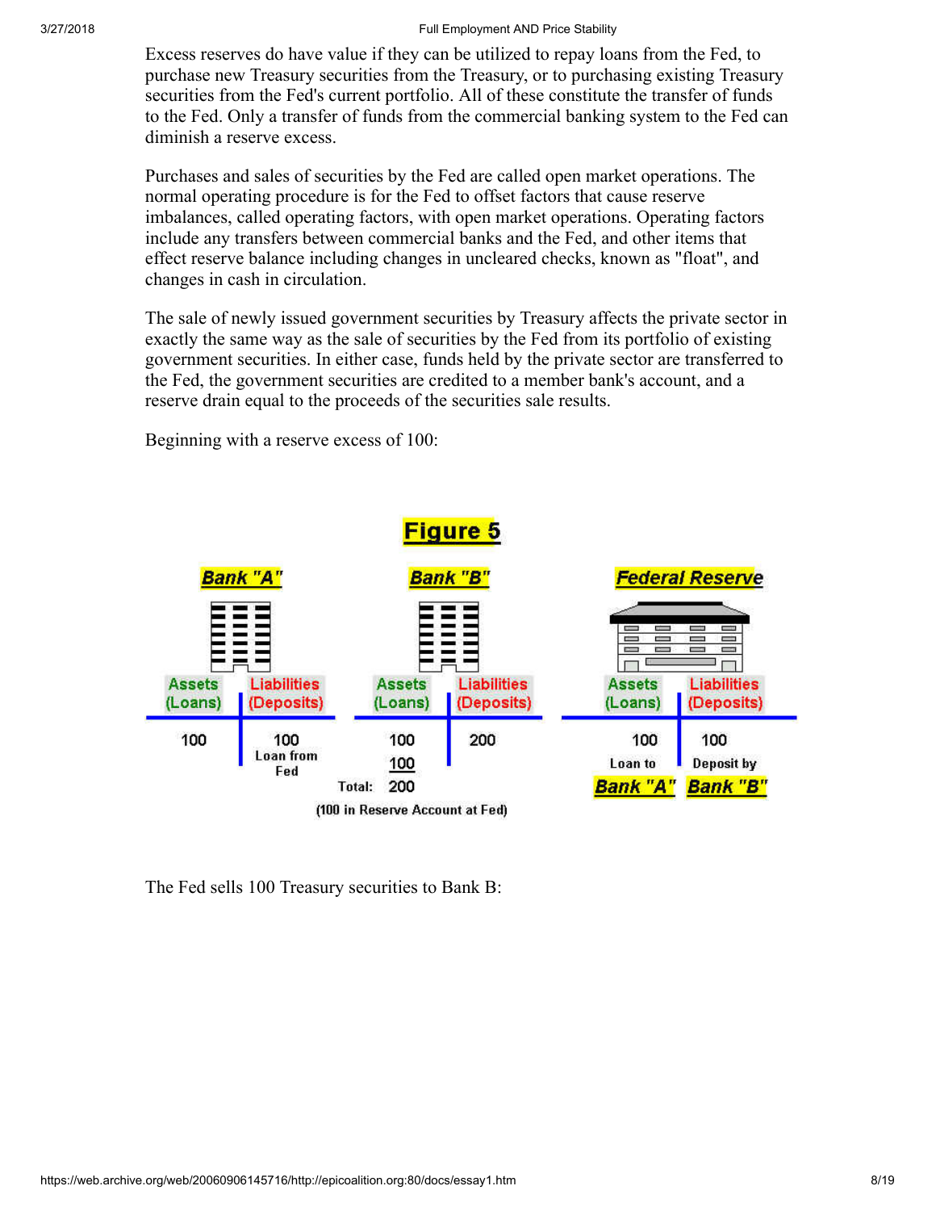Excess reserves do have value if they can be utilized to repay loans from the Fed, to purchase new Treasury securities from the Treasury, or to purchasing existing Treasury securities from the Fed's current portfolio. All of these constitute the transfer of funds to the Fed. Only a transfer of funds from the commercial banking system to the Fed can diminish a reserve excess.

Purchases and sales of securities by the Fed are called open market operations. The normal operating procedure is for the Fed to offset factors that cause reserve imbalances, called operating factors, with open market operations. Operating factors include any transfers between commercial banks and the Fed, and other items that effect reserve balance including changes in uncleared checks, known as "float", and changes in cash in circulation.

The sale of newly issued government securities by Treasury affects the private sector in exactly the same way as the sale of securities by the Fed from its portfolio of existing government securities. In either case, funds held by the private sector are transferred to the Fed, the government securities are credited to a member bank's account, and a reserve drain equal to the proceeds of the securities sale results.

Beginning with a reserve excess of 100:

**Figure 5**

| Bank "A" Assets (Loans) | Bank "A" Liabilities (Deposits) | Bank "B" Assets (Loans) | Bank "B" Liabilities (Deposits) | Federal Reserve Assets (Loans) | Federal Reserve Liabilities (Deposits) |
|---|---|---|---|---|---|
| 100 | 100 Loan from Fed | 100 | 200 | 100 Loan to Bank "A" | 100 Deposit by Bank "B" |
| | | 100 | | | |
| | | Total: 200 | | | |

(100 in Reserve Account at Fed)

The Fed sells 100 Treasury securities to Bank B: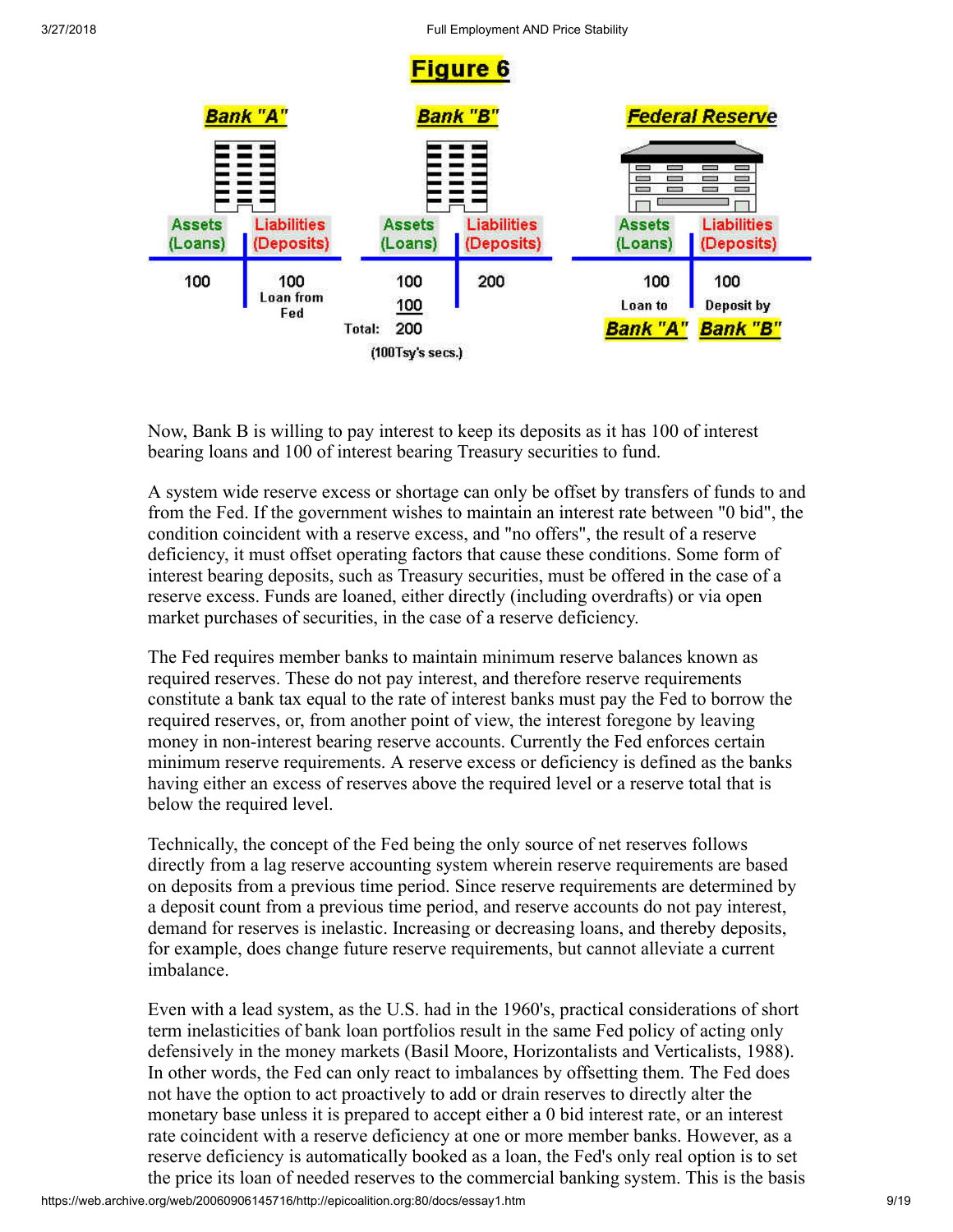## Figure 6

| Bank "A" | | Bank "B" | | Federal Reserve | |
|---|---|---|---|---|---|
| Assets (Loans) | Liabilities (Deposits) | Assets (Loans) | Liabilities (Deposits) | Assets (Loans) | Liabilities (Deposits) |
| 100 | 100 Loan from Fed | 100 | 200 | 100 Loan to Bank "A" | 100 Deposit by Bank "B" |
| | | 100 | | | |
| | | Total: 200 (100Tsy's secs.) | | | |

Now, Bank B is willing to pay interest to keep its deposits as it has 100 of interest bearing loans and 100 of interest bearing Treasury securities to fund.

A system wide reserve excess or shortage can only be offset by transfers of funds to and from the Fed. If the government wishes to maintain an interest rate between "0 bid", the condition coincident with a reserve excess, and "no offers", the result of a reserve deficiency, it must offset operating factors that cause these conditions. Some form of interest bearing deposits, such as Treasury securities, must be offered in the case of a reserve excess. Funds are loaned, either directly (including overdrafts) or via open market purchases of securities, in the case of a reserve deficiency.

The Fed requires member banks to maintain minimum reserve balances known as required reserves. These do not pay interest, and therefore reserve requirements constitute a bank tax equal to the rate of interest banks must pay the Fed to borrow the required reserves, or, from another point of view, the interest foregone by leaving money in non-interest bearing reserve accounts. Currently the Fed enforces certain minimum reserve requirements. A reserve excess or deficiency is defined as the banks having either an excess of reserves above the required level or a reserve total that is below the required level.

Technically, the concept of the Fed being the only source of net reserves follows directly from a lag reserve accounting system wherein reserve requirements are based on deposits from a previous time period. Since reserve requirements are determined by a deposit count from a previous time period, and reserve accounts do not pay interest, demand for reserves is inelastic. Increasing or decreasing loans, and thereby deposits, for example, does change future reserve requirements, but cannot alleviate a current imbalance.

Even with a lead system, as the U.S. had in the 1960's, practical considerations of short term inelasticities of bank loan portfolios result in the same Fed policy of acting only defensively in the money markets (Basil Moore, Horizontalists and Verticalists, 1988). In other words, the Fed can only react to imbalances by offsetting them. The Fed does not have the option to act proactively to add or drain reserves to directly alter the monetary base unless it is prepared to accept either a 0 bid interest rate, or an interest rate coincident with a reserve deficiency at one or more member banks. However, as a reserve deficiency is automatically booked as a loan, the Fed's only real option is to set the price its loan of needed reserves to the commercial banking system. This is the basis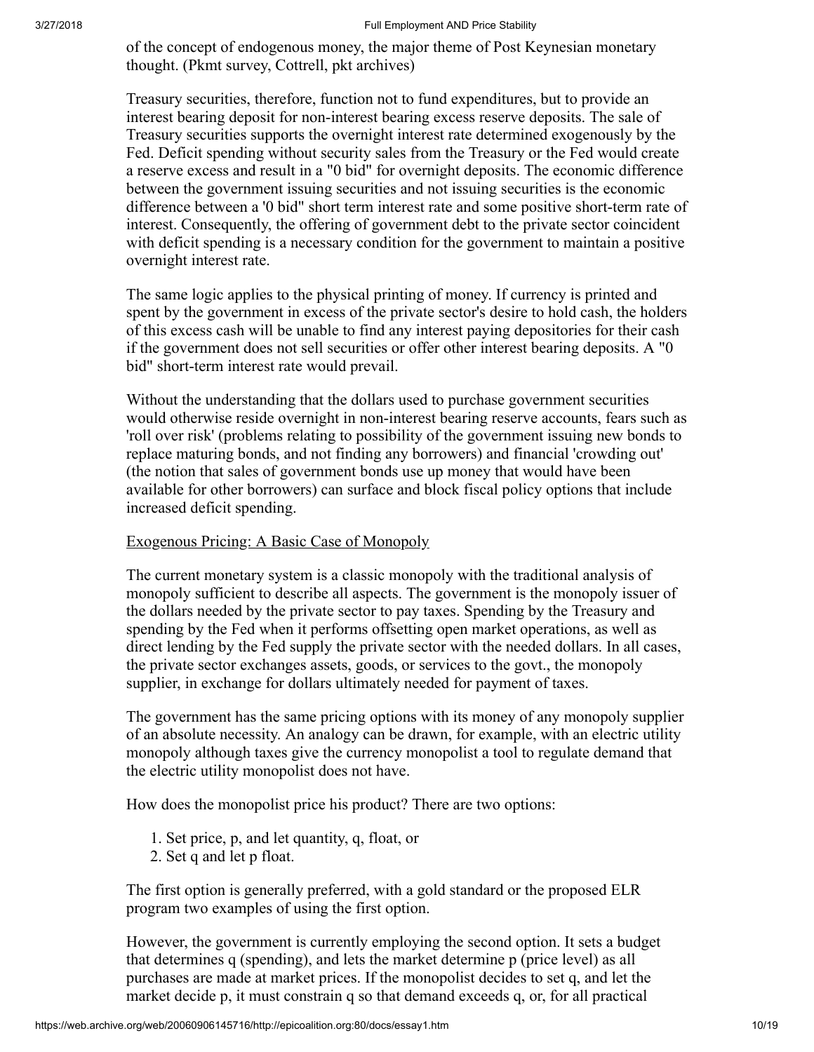of the concept of endogenous money, the major theme of Post Keynesian monetary thought. (Pkmt survey, Cottrell, pkt archives)

Treasury securities, therefore, function not to fund expenditures, but to provide an interest bearing deposit for non-interest bearing excess reserve deposits. The sale of Treasury securities supports the overnight interest rate determined exogenously by the Fed. Deficit spending without security sales from the Treasury or the Fed would create a reserve excess and result in a "0 bid" for overnight deposits. The economic difference between the government issuing securities and not issuing securities is the economic difference between a '0 bid" short term interest rate and some positive short-term rate of interest. Consequently, the offering of government debt to the private sector coincident with deficit spending is a necessary condition for the government to maintain a positive overnight interest rate.

The same logic applies to the physical printing of money. If currency is printed and spent by the government in excess of the private sector's desire to hold cash, the holders of this excess cash will be unable to find any interest paying depositories for their cash if the government does not sell securities or offer other interest bearing deposits. A "0 bid" short-term interest rate would prevail.

Without the understanding that the dollars used to purchase government securities would otherwise reside overnight in non-interest bearing reserve accounts, fears such as 'roll over risk' (problems relating to possibility of the government issuing new bonds to replace maturing bonds, and not finding any borrowers) and financial 'crowding out' (the notion that sales of government bonds use up money that would have been available for other borrowers) can surface and block fiscal policy options that include increased deficit spending.

<u>Exogenous Pricing: A Basic Case of Monopoly</u>

The current monetary system is a classic monopoly with the traditional analysis of monopoly sufficient to describe all aspects. The government is the monopoly issuer of the dollars needed by the private sector to pay taxes. Spending by the Treasury and spending by the Fed when it performs offsetting open market operations, as well as direct lending by the Fed supply the private sector with the needed dollars. In all cases, the private sector exchanges assets, goods, or services to the govt., the monopoly supplier, in exchange for dollars ultimately needed for payment of taxes.

The government has the same pricing options with its money of any monopoly supplier of an absolute necessity. An analogy can be drawn, for example, with an electric utility monopoly although taxes give the currency monopolist a tool to regulate demand that the electric utility monopolist does not have.

How does the monopolist price his product? There are two options:

1. Set price, p, and let quantity, q, float, or
2. Set q and let p float.

The first option is generally preferred, with a gold standard or the proposed ELR program two examples of using the first option.

However, the government is currently employing the second option. It sets a budget that determines q (spending), and lets the market determine p (price level) as all purchases are made at market prices. If the monopolist decides to set q, and let the market decide p, it must constrain q so that demand exceeds q, or, for all practical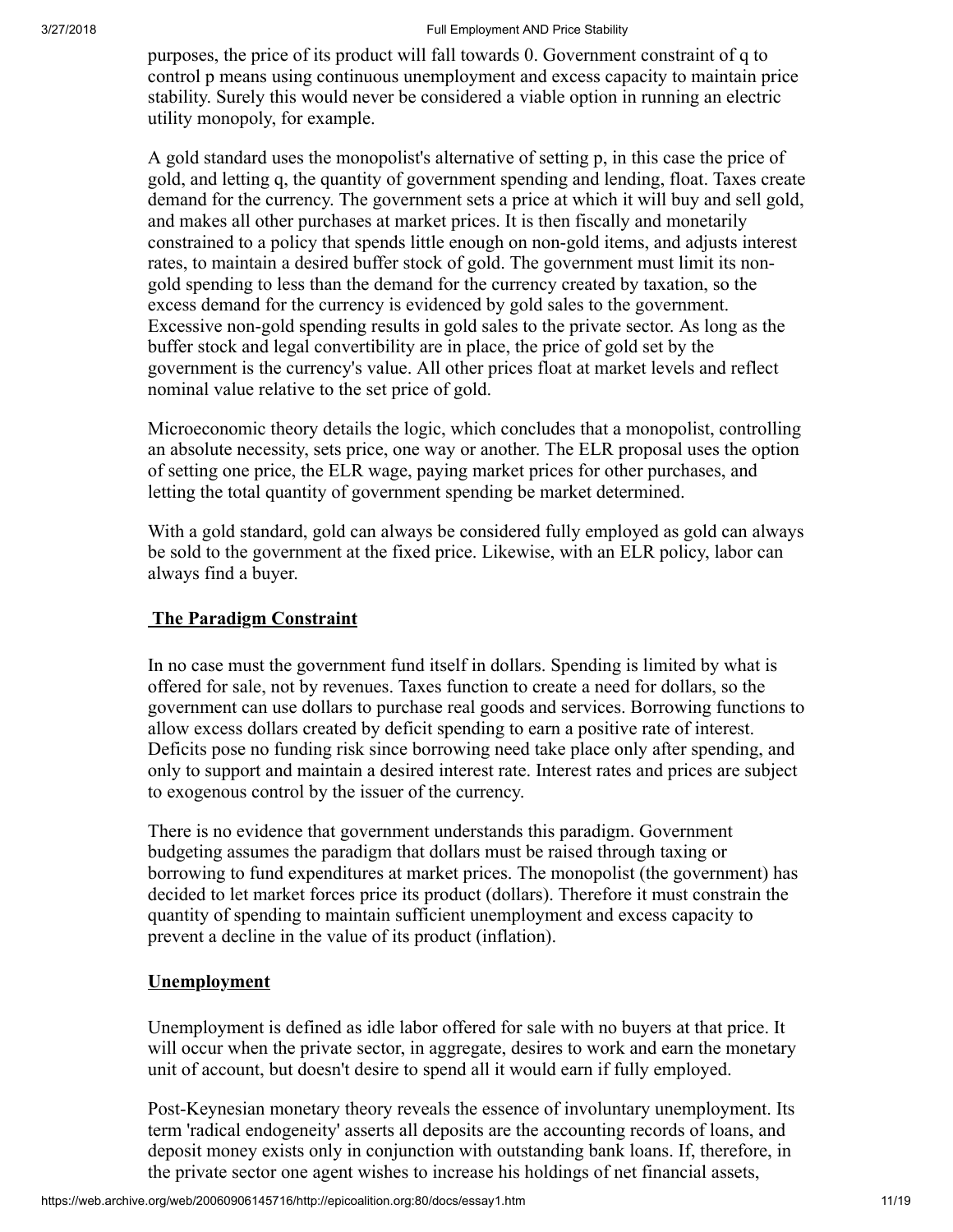purposes, the price of its product will fall towards 0. Government constraint of q to control p means using continuous unemployment and excess capacity to maintain price stability. Surely this would never be considered a viable option in running an electric utility monopoly, for example.

A gold standard uses the monopolist's alternative of setting p, in this case the price of gold, and letting q, the quantity of government spending and lending, float. Taxes create demand for the currency. The government sets a price at which it will buy and sell gold, and makes all other purchases at market prices. It is then fiscally and monetarily constrained to a policy that spends little enough on non-gold items, and adjusts interest rates, to maintain a desired buffer stock of gold. The government must limit its non-gold spending to less than the demand for the currency created by taxation, so the excess demand for the currency is evidenced by gold sales to the government. Excessive non-gold spending results in gold sales to the private sector. As long as the buffer stock and legal convertibility are in place, the price of gold set by the government is the currency's value. All other prices float at market levels and reflect nominal value relative to the set price of gold.

Microeconomic theory details the logic, which concludes that a monopolist, controlling an absolute necessity, sets price, one way or another. The ELR proposal uses the option of setting one price, the ELR wage, paying market prices for other purchases, and letting the total quantity of government spending be market determined.

With a gold standard, gold can always be considered fully employed as gold can always be sold to the government at the fixed price. Likewise, with an ELR policy, labor can always find a buyer.

## The Paradigm Constraint

In no case must the government fund itself in dollars. Spending is limited by what is offered for sale, not by revenues. Taxes function to create a need for dollars, so the government can use dollars to purchase real goods and services. Borrowing functions to allow excess dollars created by deficit spending to earn a positive rate of interest. Deficits pose no funding risk since borrowing need take place only after spending, and only to support and maintain a desired interest rate. Interest rates and prices are subject to exogenous control by the issuer of the currency.

There is no evidence that government understands this paradigm. Government budgeting assumes the paradigm that dollars must be raised through taxing or borrowing to fund expenditures at market prices. The monopolist (the government) has decided to let market forces price its product (dollars). Therefore it must constrain the quantity of spending to maintain sufficient unemployment and excess capacity to prevent a decline in the value of its product (inflation).

## Unemployment

Unemployment is defined as idle labor offered for sale with no buyers at that price. It will occur when the private sector, in aggregate, desires to work and earn the monetary unit of account, but doesn't desire to spend all it would earn if fully employed.

Post-Keynesian monetary theory reveals the essence of involuntary unemployment. Its term 'radical endogeneity' asserts all deposits are the accounting records of loans, and deposit money exists only in conjunction with outstanding bank loans. If, therefore, in the private sector one agent wishes to increase his holdings of net financial assets,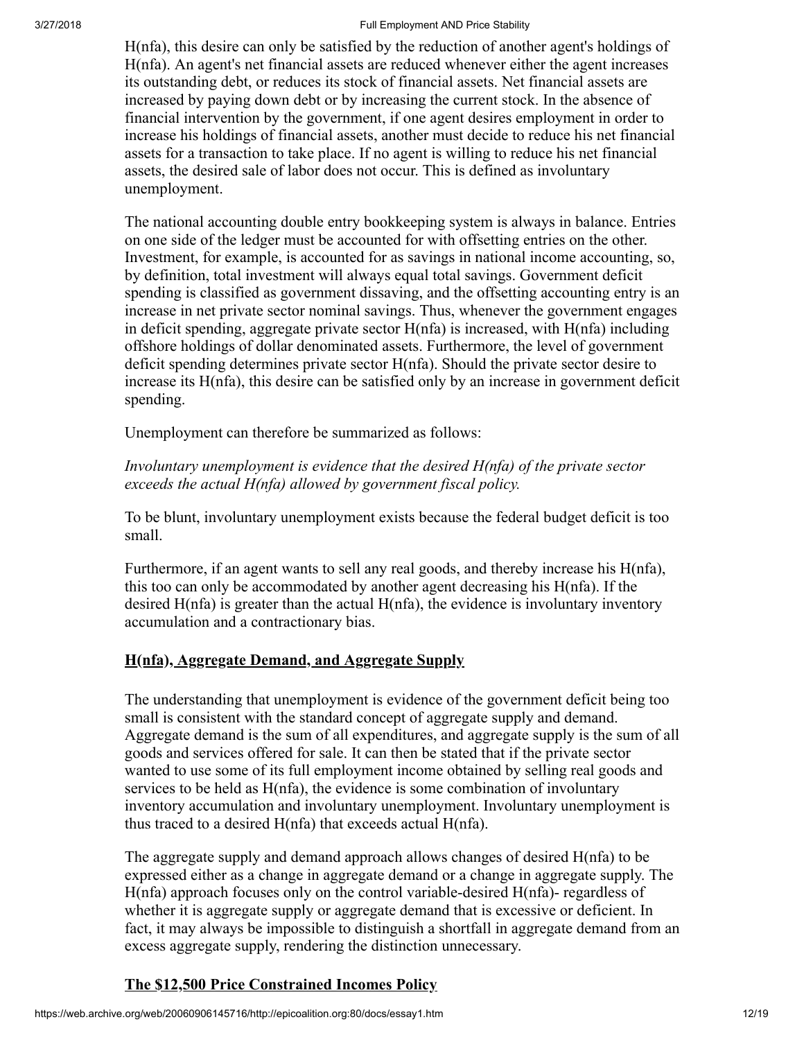H(nfa), this desire can only be satisfied by the reduction of another agent's holdings of H(nfa). An agent's net financial assets are reduced whenever either the agent increases its outstanding debt, or reduces its stock of financial assets. Net financial assets are increased by paying down debt or by increasing the current stock. In the absence of financial intervention by the government, if one agent desires employment in order to increase his holdings of financial assets, another must decide to reduce his net financial assets for a transaction to take place. If no agent is willing to reduce his net financial assets, the desired sale of labor does not occur. This is defined as involuntary unemployment.

The national accounting double entry bookkeeping system is always in balance. Entries on one side of the ledger must be accounted for with offsetting entries on the other. Investment, for example, is accounted for as savings in national income accounting, so, by definition, total investment will always equal total savings. Government deficit spending is classified as government dissaving, and the offsetting accounting entry is an increase in net private sector nominal savings. Thus, whenever the government engages in deficit spending, aggregate private sector H(nfa) is increased, with H(nfa) including offshore holdings of dollar denominated assets. Furthermore, the level of government deficit spending determines private sector H(nfa). Should the private sector desire to increase its H(nfa), this desire can be satisfied only by an increase in government deficit spending.

Unemployment can therefore be summarized as follows:

*Involuntary unemployment is evidence that the desired H(nfa) of the private sector exceeds the actual H(nfa) allowed by government fiscal policy.*

To be blunt, involuntary unemployment exists because the federal budget deficit is too small.

Furthermore, if an agent wants to sell any real goods, and thereby increase his H(nfa), this too can only be accommodated by another agent decreasing his H(nfa). If the desired H(nfa) is greater than the actual H(nfa), the evidence is involuntary inventory accumulation and a contractionary bias.

## H(nfa), Aggregate Demand, and Aggregate Supply

The understanding that unemployment is evidence of the government deficit being too small is consistent with the standard concept of aggregate supply and demand. Aggregate demand is the sum of all expenditures, and aggregate supply is the sum of all goods and services offered for sale. It can then be stated that if the private sector wanted to use some of its full employment income obtained by selling real goods and services to be held as H(nfa), the evidence is some combination of involuntary inventory accumulation and involuntary unemployment. Involuntary unemployment is thus traced to a desired H(nfa) that exceeds actual H(nfa).

The aggregate supply and demand approach allows changes of desired H(nfa) to be expressed either as a change in aggregate demand or a change in aggregate supply. The H(nfa) approach focuses only on the control variable-desired H(nfa)- regardless of whether it is aggregate supply or aggregate demand that is excessive or deficient. In fact, it may always be impossible to distinguish a shortfall in aggregate demand from an excess aggregate supply, rendering the distinction unnecessary.

## The $12,500 Price Constrained Incomes Policy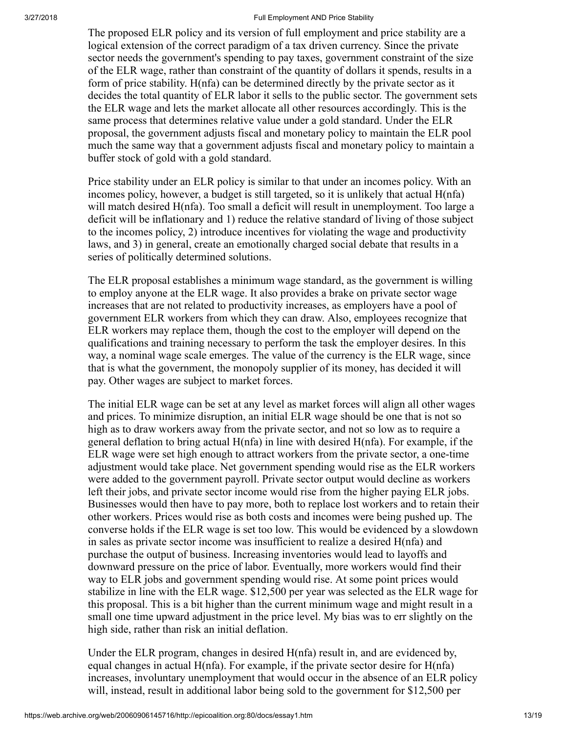The proposed ELR policy and its version of full employment and price stability are a logical extension of the correct paradigm of a tax driven currency. Since the private sector needs the government's spending to pay taxes, government constraint of the size of the ELR wage, rather than constraint of the quantity of dollars it spends, results in a form of price stability. H(nfa) can be determined directly by the private sector as it decides the total quantity of ELR labor it sells to the public sector. The government sets the ELR wage and lets the market allocate all other resources accordingly. This is the same process that determines relative value under a gold standard. Under the ELR proposal, the government adjusts fiscal and monetary policy to maintain the ELR pool much the same way that a government adjusts fiscal and monetary policy to maintain a buffer stock of gold with a gold standard.

Price stability under an ELR policy is similar to that under an incomes policy. With an incomes policy, however, a budget is still targeted, so it is unlikely that actual H(nfa) will match desired H(nfa). Too small a deficit will result in unemployment. Too large a deficit will be inflationary and 1) reduce the relative standard of living of those subject to the incomes policy, 2) introduce incentives for violating the wage and productivity laws, and 3) in general, create an emotionally charged social debate that results in a series of politically determined solutions.

The ELR proposal establishes a minimum wage standard, as the government is willing to employ anyone at the ELR wage. It also provides a brake on private sector wage increases that are not related to productivity increases, as employers have a pool of government ELR workers from which they can draw. Also, employees recognize that ELR workers may replace them, though the cost to the employer will depend on the qualifications and training necessary to perform the task the employer desires. In this way, a nominal wage scale emerges. The value of the currency is the ELR wage, since that is what the government, the monopoly supplier of its money, has decided it will pay. Other wages are subject to market forces.

The initial ELR wage can be set at any level as market forces will align all other wages and prices. To minimize disruption, an initial ELR wage should be one that is not so high as to draw workers away from the private sector, and not so low as to require a general deflation to bring actual H(nfa) in line with desired H(nfa). For example, if the ELR wage were set high enough to attract workers from the private sector, a one-time adjustment would take place. Net government spending would rise as the ELR workers were added to the government payroll. Private sector output would decline as workers left their jobs, and private sector income would rise from the higher paying ELR jobs. Businesses would then have to pay more, both to replace lost workers and to retain their other workers. Prices would rise as both costs and incomes were being pushed up. The converse holds if the ELR wage is set too low. This would be evidenced by a slowdown in sales as private sector income was insufficient to realize a desired H(nfa) and purchase the output of business. Increasing inventories would lead to layoffs and downward pressure on the price of labor. Eventually, more workers would find their way to ELR jobs and government spending would rise. At some point prices would stabilize in line with the ELR wage. $12,500 per year was selected as the ELR wage for this proposal. This is a bit higher than the current minimum wage and might result in a small one time upward adjustment in the price level. My bias was to err slightly on the high side, rather than risk an initial deflation.

Under the ELR program, changes in desired H(nfa) result in, and are evidenced by, equal changes in actual H(nfa). For example, if the private sector desire for H(nfa) increases, involuntary unemployment that would occur in the absence of an ELR policy will, instead, result in additional labor being sold to the government for $12,500 per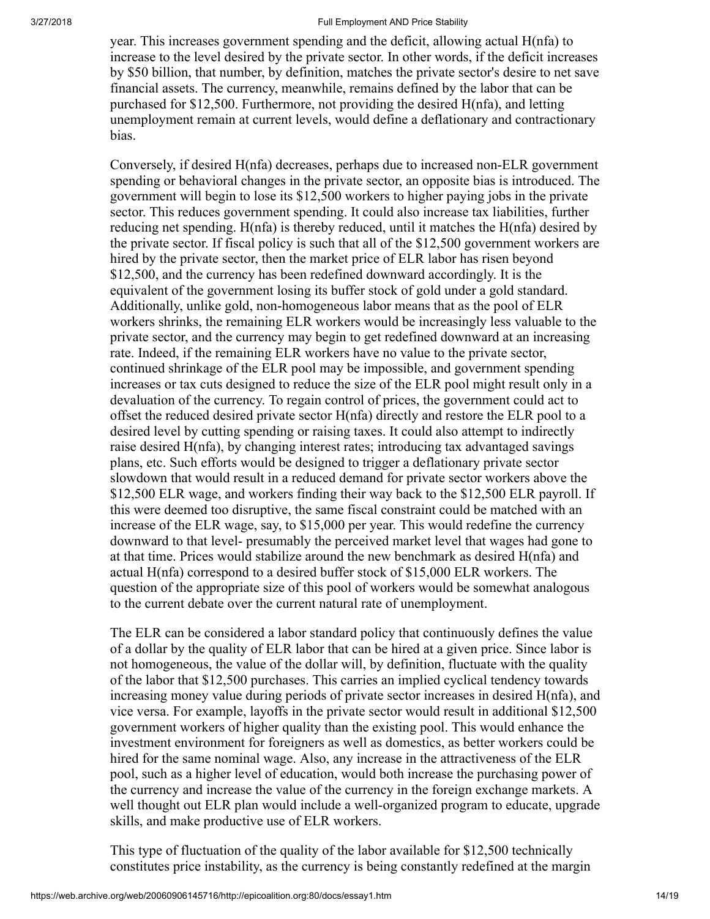year. This increases government spending and the deficit, allowing actual H(nfa) to increase to the level desired by the private sector. In other words, if the deficit increases by $50 billion, that number, by definition, matches the private sector's desire to net save financial assets. The currency, meanwhile, remains defined by the labor that can be purchased for $12,500. Furthermore, not providing the desired H(nfa), and letting unemployment remain at current levels, would define a deflationary and contractionary bias.

Conversely, if desired H(nfa) decreases, perhaps due to increased non-ELR government spending or behavioral changes in the private sector, an opposite bias is introduced. The government will begin to lose its $12,500 workers to higher paying jobs in the private sector. This reduces government spending. It could also increase tax liabilities, further reducing net spending. H(nfa) is thereby reduced, until it matches the H(nfa) desired by the private sector. If fiscal policy is such that all of the $12,500 government workers are hired by the private sector, then the market price of ELR labor has risen beyond $12,500, and the currency has been redefined downward accordingly. It is the equivalent of the government losing its buffer stock of gold under a gold standard. Additionally, unlike gold, non-homogeneous labor means that as the pool of ELR workers shrinks, the remaining ELR workers would be increasingly less valuable to the private sector, and the currency may begin to get redefined downward at an increasing rate. Indeed, if the remaining ELR workers have no value to the private sector, continued shrinkage of the ELR pool may be impossible, and government spending increases or tax cuts designed to reduce the size of the ELR pool might result only in a devaluation of the currency. To regain control of prices, the government could act to offset the reduced desired private sector H(nfa) directly and restore the ELR pool to a desired level by cutting spending or raising taxes. It could also attempt to indirectly raise desired H(nfa), by changing interest rates; introducing tax advantaged savings plans, etc. Such efforts would be designed to trigger a deflationary private sector slowdown that would result in a reduced demand for private sector workers above the $12,500 ELR wage, and workers finding their way back to the $12,500 ELR payroll. If this were deemed too disruptive, the same fiscal constraint could be matched with an increase of the ELR wage, say, to $15,000 per year. This would redefine the currency downward to that level- presumably the perceived market level that wages had gone to at that time. Prices would stabilize around the new benchmark as desired H(nfa) and actual H(nfa) correspond to a desired buffer stock of $15,000 ELR workers. The question of the appropriate size of this pool of workers would be somewhat analogous to the current debate over the current natural rate of unemployment.

The ELR can be considered a labor standard policy that continuously defines the value of a dollar by the quality of ELR labor that can be hired at a given price. Since labor is not homogeneous, the value of the dollar will, by definition, fluctuate with the quality of the labor that $12,500 purchases. This carries an implied cyclical tendency towards increasing money value during periods of private sector increases in desired H(nfa), and vice versa. For example, layoffs in the private sector would result in additional $12,500 government workers of higher quality than the existing pool. This would enhance the investment environment for foreigners as well as domestics, as better workers could be hired for the same nominal wage. Also, any increase in the attractiveness of the ELR pool, such as a higher level of education, would both increase the purchasing power of the currency and increase the value of the currency in the foreign exchange markets. A well thought out ELR plan would include a well-organized program to educate, upgrade skills, and make productive use of ELR workers.

This type of fluctuation of the quality of the labor available for $12,500 technically constitutes price instability, as the currency is being constantly redefined at the margin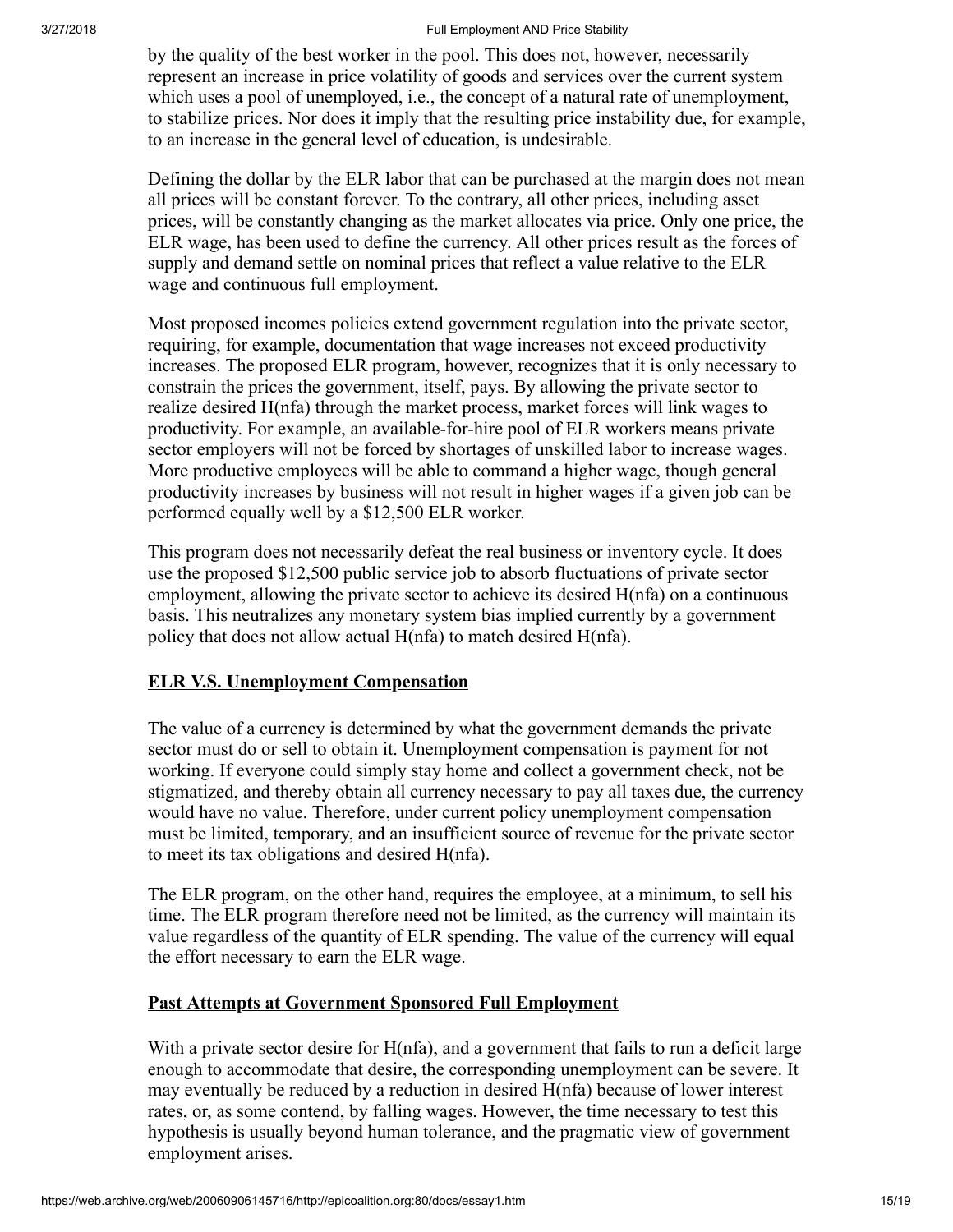by the quality of the best worker in the pool. This does not, however, necessarily represent an increase in price volatility of goods and services over the current system which uses a pool of unemployed, i.e., the concept of a natural rate of unemployment, to stabilize prices. Nor does it imply that the resulting price instability due, for example, to an increase in the general level of education, is undesirable.

Defining the dollar by the ELR labor that can be purchased at the margin does not mean all prices will be constant forever. To the contrary, all other prices, including asset prices, will be constantly changing as the market allocates via price. Only one price, the ELR wage, has been used to define the currency. All other prices result as the forces of supply and demand settle on nominal prices that reflect a value relative to the ELR wage and continuous full employment.

Most proposed incomes policies extend government regulation into the private sector, requiring, for example, documentation that wage increases not exceed productivity increases. The proposed ELR program, however, recognizes that it is only necessary to constrain the prices the government, itself, pays. By allowing the private sector to realize desired H(nfa) through the market process, market forces will link wages to productivity. For example, an available-for-hire pool of ELR workers means private sector employers will not be forced by shortages of unskilled labor to increase wages. More productive employees will be able to command a higher wage, though general productivity increases by business will not result in higher wages if a given job can be performed equally well by a $12,500 ELR worker.

This program does not necessarily defeat the real business or inventory cycle. It does use the proposed $12,500 public service job to absorb fluctuations of private sector employment, allowing the private sector to achieve its desired H(nfa) on a continuous basis. This neutralizes any monetary system bias implied currently by a government policy that does not allow actual H(nfa) to match desired H(nfa).

## ELR V.S. Unemployment Compensation

The value of a currency is determined by what the government demands the private sector must do or sell to obtain it. Unemployment compensation is payment for not working. If everyone could simply stay home and collect a government check, not be stigmatized, and thereby obtain all currency necessary to pay all taxes due, the currency would have no value. Therefore, under current policy unemployment compensation must be limited, temporary, and an insufficient source of revenue for the private sector to meet its tax obligations and desired H(nfa).

The ELR program, on the other hand, requires the employee, at a minimum, to sell his time. The ELR program therefore need not be limited, as the currency will maintain its value regardless of the quantity of ELR spending. The value of the currency will equal the effort necessary to earn the ELR wage.

## Past Attempts at Government Sponsored Full Employment

With a private sector desire for H(nfa), and a government that fails to run a deficit large enough to accommodate that desire, the corresponding unemployment can be severe. It may eventually be reduced by a reduction in desired H(nfa) because of lower interest rates, or, as some contend, by falling wages. However, the time necessary to test this hypothesis is usually beyond human tolerance, and the pragmatic view of government employment arises.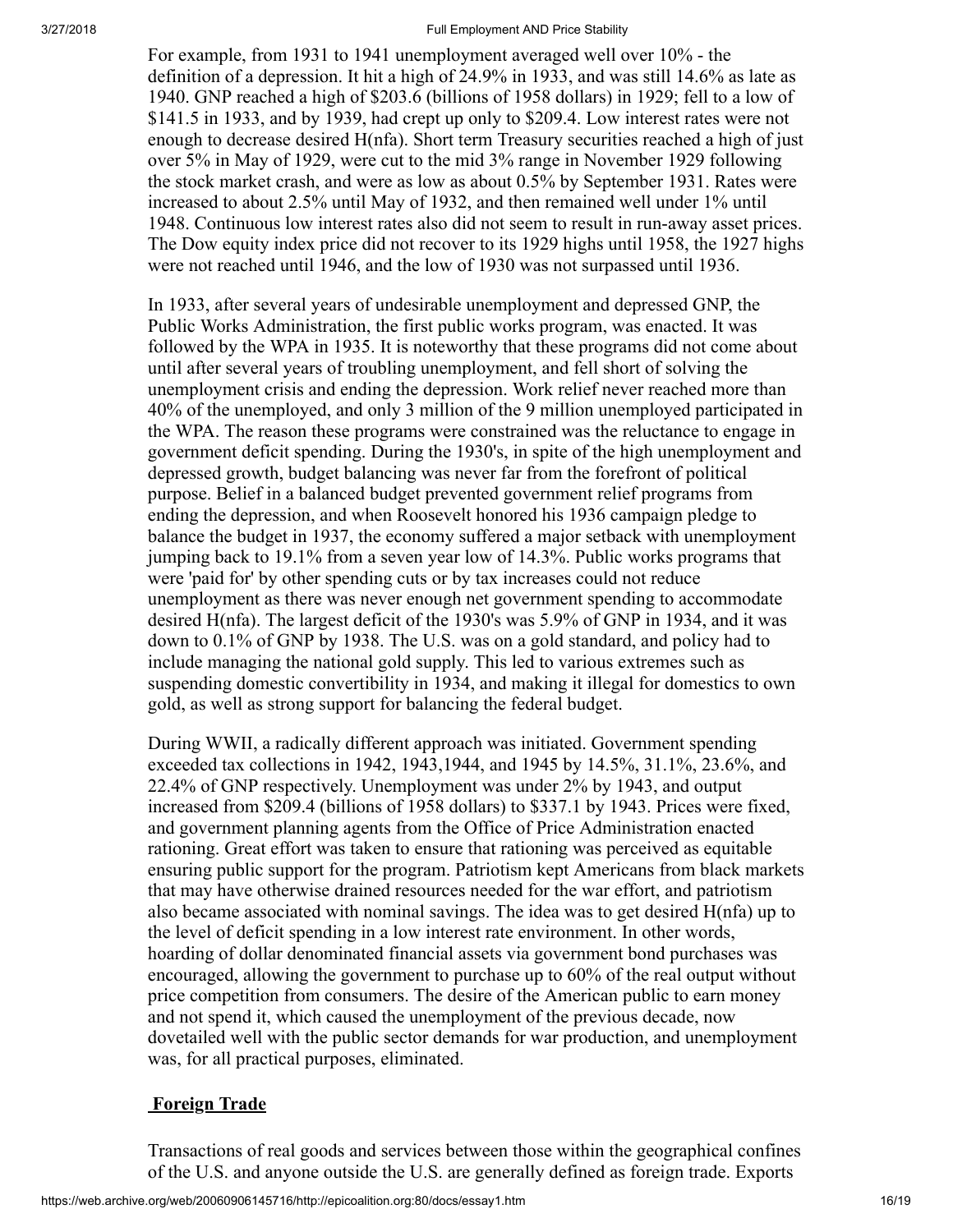For example, from 1931 to 1941 unemployment averaged well over 10% - the definition of a depression. It hit a high of 24.9% in 1933, and was still 14.6% as late as 1940. GNP reached a high of $203.6 (billions of 1958 dollars) in 1929; fell to a low of $141.5 in 1933, and by 1939, had crept up only to $209.4. Low interest rates were not enough to decrease desired H(nfa). Short term Treasury securities reached a high of just over 5% in May of 1929, were cut to the mid 3% range in November 1929 following the stock market crash, and were as low as about 0.5% by September 1931. Rates were increased to about 2.5% until May of 1932, and then remained well under 1% until 1948. Continuous low interest rates also did not seem to result in run-away asset prices. The Dow equity index price did not recover to its 1929 highs until 1958, the 1927 highs were not reached until 1946, and the low of 1930 was not surpassed until 1936.

In 1933, after several years of undesirable unemployment and depressed GNP, the Public Works Administration, the first public works program, was enacted. It was followed by the WPA in 1935. It is noteworthy that these programs did not come about until after several years of troubling unemployment, and fell short of solving the unemployment crisis and ending the depression. Work relief never reached more than 40% of the unemployed, and only 3 million of the 9 million unemployed participated in the WPA. The reason these programs were constrained was the reluctance to engage in government deficit spending. During the 1930's, in spite of the high unemployment and depressed growth, budget balancing was never far from the forefront of political purpose. Belief in a balanced budget prevented government relief programs from ending the depression, and when Roosevelt honored his 1936 campaign pledge to balance the budget in 1937, the economy suffered a major setback with unemployment jumping back to 19.1% from a seven year low of 14.3%. Public works programs that were 'paid for' by other spending cuts or by tax increases could not reduce unemployment as there was never enough net government spending to accommodate desired H(nfa). The largest deficit of the 1930's was 5.9% of GNP in 1934, and it was down to 0.1% of GNP by 1938. The U.S. was on a gold standard, and policy had to include managing the national gold supply. This led to various extremes such as suspending domestic convertibility in 1934, and making it illegal for domestics to own gold, as well as strong support for balancing the federal budget.

During WWII, a radically different approach was initiated. Government spending exceeded tax collections in 1942, 1943,1944, and 1945 by 14.5%, 31.1%, 23.6%, and 22.4% of GNP respectively. Unemployment was under 2% by 1943, and output increased from $209.4 (billions of 1958 dollars) to $337.1 by 1943. Prices were fixed, and government planning agents from the Office of Price Administration enacted rationing. Great effort was taken to ensure that rationing was perceived as equitable ensuring public support for the program. Patriotism kept Americans from black markets that may have otherwise drained resources needed for the war effort, and patriotism also became associated with nominal savings. The idea was to get desired H(nfa) up to the level of deficit spending in a low interest rate environment. In other words, hoarding of dollar denominated financial assets via government bond purchases was encouraged, allowing the government to purchase up to 60% of the real output without price competition from consumers. The desire of the American public to earn money and not spend it, which caused the unemployment of the previous decade, now dovetailed well with the public sector demands for war production, and unemployment was, for all practical purposes, eliminated.

## Foreign Trade

Transactions of real goods and services between those within the geographical confines of the U.S. and anyone outside the U.S. are generally defined as foreign trade. Exports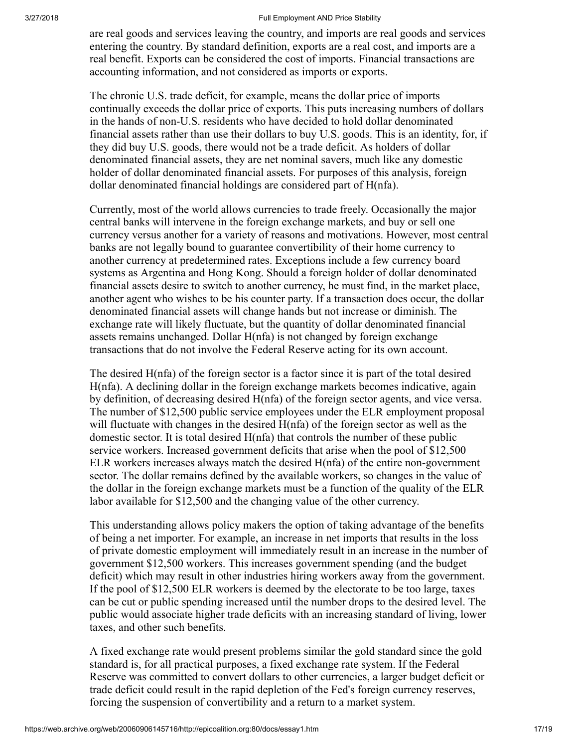are real goods and services leaving the country, and imports are real goods and services entering the country. By standard definition, exports are a real cost, and imports are a real benefit. Exports can be considered the cost of imports. Financial transactions are accounting information, and not considered as imports or exports.

The chronic U.S. trade deficit, for example, means the dollar price of imports continually exceeds the dollar price of exports. This puts increasing numbers of dollars in the hands of non-U.S. residents who have decided to hold dollar denominated financial assets rather than use their dollars to buy U.S. goods. This is an identity, for, if they did buy U.S. goods, there would not be a trade deficit. As holders of dollar denominated financial assets, they are net nominal savers, much like any domestic holder of dollar denominated financial assets. For purposes of this analysis, foreign dollar denominated financial holdings are considered part of H(nfa).

Currently, most of the world allows currencies to trade freely. Occasionally the major central banks will intervene in the foreign exchange markets, and buy or sell one currency versus another for a variety of reasons and motivations. However, most central banks are not legally bound to guarantee convertibility of their home currency to another currency at predetermined rates. Exceptions include a few currency board systems as Argentina and Hong Kong. Should a foreign holder of dollar denominated financial assets desire to switch to another currency, he must find, in the market place, another agent who wishes to be his counter party. If a transaction does occur, the dollar denominated financial assets will change hands but not increase or diminish. The exchange rate will likely fluctuate, but the quantity of dollar denominated financial assets remains unchanged. Dollar H(nfa) is not changed by foreign exchange transactions that do not involve the Federal Reserve acting for its own account.

The desired H(nfa) of the foreign sector is a factor since it is part of the total desired H(nfa). A declining dollar in the foreign exchange markets becomes indicative, again by definition, of decreasing desired H(nfa) of the foreign sector agents, and vice versa. The number of $12,500 public service employees under the ELR employment proposal will fluctuate with changes in the desired H(nfa) of the foreign sector as well as the domestic sector. It is total desired H(nfa) that controls the number of these public service workers. Increased government deficits that arise when the pool of $12,500 ELR workers increases always match the desired H(nfa) of the entire non-government sector. The dollar remains defined by the available workers, so changes in the value of the dollar in the foreign exchange markets must be a function of the quality of the ELR labor available for $12,500 and the changing value of the other currency.

This understanding allows policy makers the option of taking advantage of the benefits of being a net importer. For example, an increase in net imports that results in the loss of private domestic employment will immediately result in an increase in the number of government $12,500 workers. This increases government spending (and the budget deficit) which may result in other industries hiring workers away from the government. If the pool of $12,500 ELR workers is deemed by the electorate to be too large, taxes can be cut or public spending increased until the number drops to the desired level. The public would associate higher trade deficits with an increasing standard of living, lower taxes, and other such benefits.

A fixed exchange rate would present problems similar the gold standard since the gold standard is, for all practical purposes, a fixed exchange rate system. If the Federal Reserve was committed to convert dollars to other currencies, a larger budget deficit or trade deficit could result in the rapid depletion of the Fed's foreign currency reserves, forcing the suspension of convertibility and a return to a market system.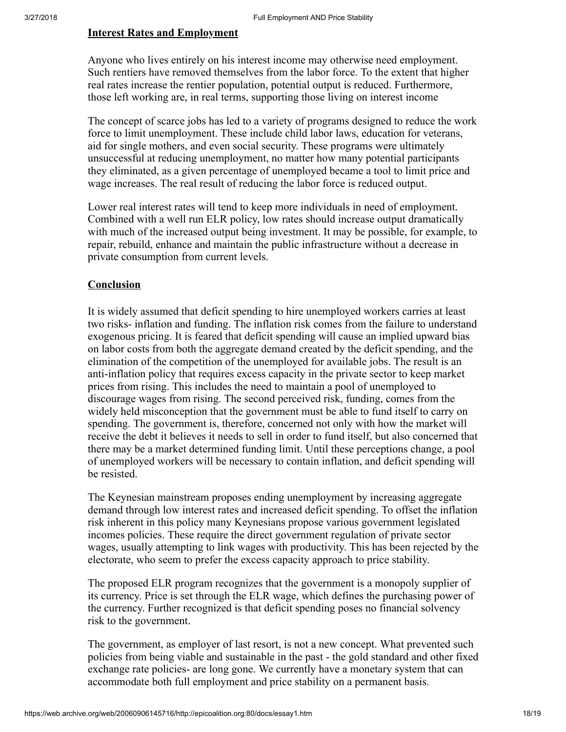## Interest Rates and Employment

Anyone who lives entirely on his interest income may otherwise need employment. Such rentiers have removed themselves from the labor force. To the extent that higher real rates increase the rentier population, potential output is reduced. Furthermore, those left working are, in real terms, supporting those living on interest income

The concept of scarce jobs has led to a variety of programs designed to reduce the work force to limit unemployment. These include child labor laws, education for veterans, aid for single mothers, and even social security. These programs were ultimately unsuccessful at reducing unemployment, no matter how many potential participants they eliminated, as a given percentage of unemployed became a tool to limit price and wage increases. The real result of reducing the labor force is reduced output.

Lower real interest rates will tend to keep more individuals in need of employment. Combined with a well run ELR policy, low rates should increase output dramatically with much of the increased output being investment. It may be possible, for example, to repair, rebuild, enhance and maintain the public infrastructure without a decrease in private consumption from current levels.

## Conclusion

It is widely assumed that deficit spending to hire unemployed workers carries at least two risks- inflation and funding. The inflation risk comes from the failure to understand exogenous pricing. It is feared that deficit spending will cause an implied upward bias on labor costs from both the aggregate demand created by the deficit spending, and the elimination of the competition of the unemployed for available jobs. The result is an anti-inflation policy that requires excess capacity in the private sector to keep market prices from rising. This includes the need to maintain a pool of unemployed to discourage wages from rising. The second perceived risk, funding, comes from the widely held misconception that the government must be able to fund itself to carry on spending. The government is, therefore, concerned not only with how the market will receive the debt it believes it needs to sell in order to fund itself, but also concerned that there may be a market determined funding limit. Until these perceptions change, a pool of unemployed workers will be necessary to contain inflation, and deficit spending will be resisted.

The Keynesian mainstream proposes ending unemployment by increasing aggregate demand through low interest rates and increased deficit spending. To offset the inflation risk inherent in this policy many Keynesians propose various government legislated incomes policies. These require the direct government regulation of private sector wages, usually attempting to link wages with productivity. This has been rejected by the electorate, who seem to prefer the excess capacity approach to price stability.

The proposed ELR program recognizes that the government is a monopoly supplier of its currency. Price is set through the ELR wage, which defines the purchasing power of the currency. Further recognized is that deficit spending poses no financial solvency risk to the government.

The government, as employer of last resort, is not a new concept. What prevented such policies from being viable and sustainable in the past - the gold standard and other fixed exchange rate policies- are long gone. We currently have a monetary system that can accommodate both full employment and price stability on a permanent basis.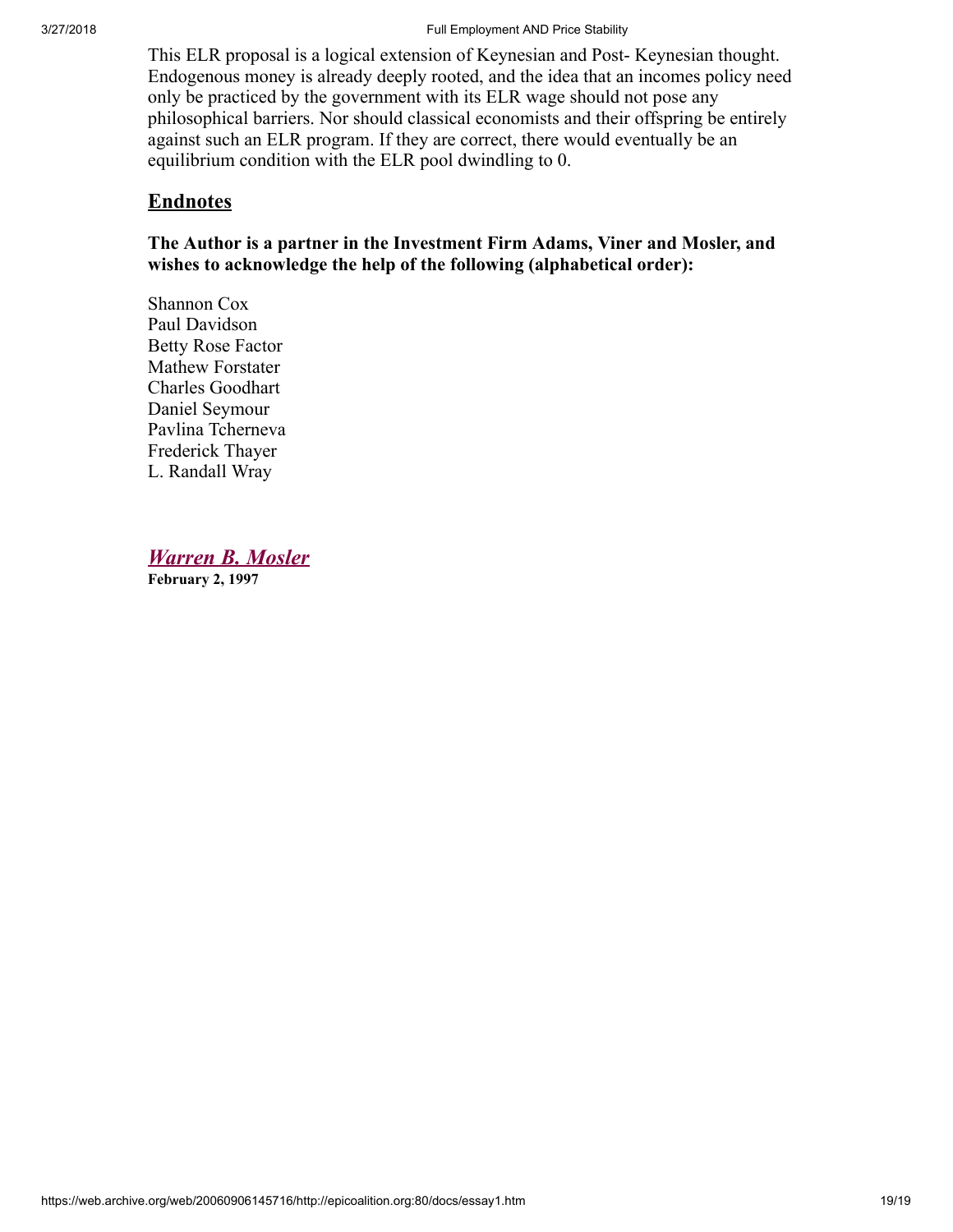This ELR proposal is a logical extension of Keynesian and Post- Keynesian thought. Endogenous money is already deeply rooted, and the idea that an incomes policy need only be practiced by the government with its ELR wage should not pose any philosophical barriers. Nor should classical economists and their offspring be entirely against such an ELR program. If they are correct, there would eventually be an equilibrium condition with the ELR pool dwindling to 0.

## Endnotes

**The Author is a partner in the Investment Firm Adams, Viner and Mosler, and wishes to acknowledge the help of the following (alphabetical order):**

Shannon Cox  
Paul Davidson  
Betty Rose Factor  
Mathew Forstater  
Charles Goodhart  
Daniel Seymour  
Pavlina Tcherneva  
Frederick Thayer  
L. Randall Wray

***Warren B. Mosler***  
**February 2, 1997**